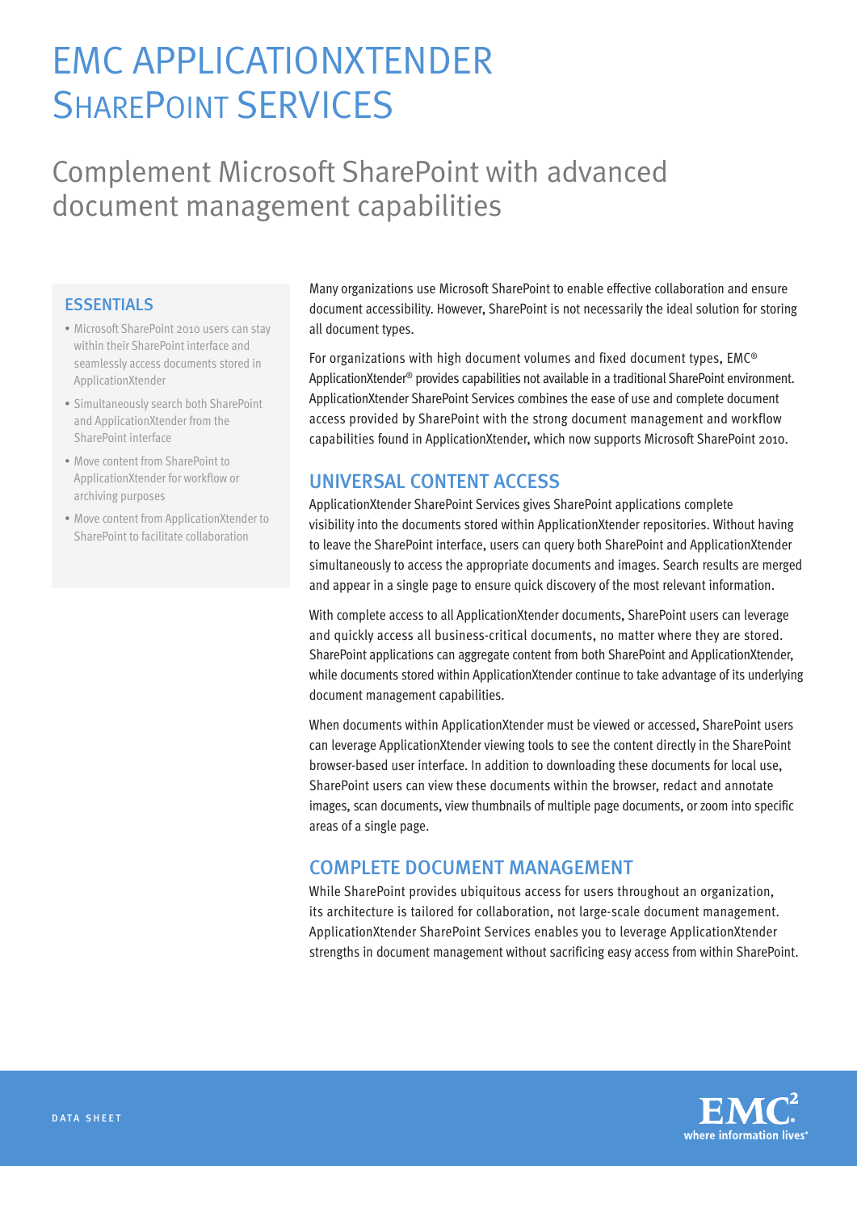# EMC APPLICATIONXTENDER SHAREPOINT SERVICES

## Complement Microsoft SharePoint with advanced document management capabilities

### ESSENTIALS

- Microsoft SharePoint 2010 users can stay within their SharePoint interface and seamlessly access documents stored in ApplicationXtender
- Simultaneously search both SharePoint and ApplicationXtender from the SharePoint interface
- Move content from SharePoint to ApplicationXtender for workflow or archiving purposes
- Move content from ApplicationXtender to SharePoint to facilitate collaboration

Many organizations use Microsoft SharePoint to enable effective collaboration and ensure document accessibility. However, SharePoint is not necessarily the ideal solution for storing all document types.

For organizations with high document volumes and fixed document types, EMC® ApplicationXtender® provides capabilities not available in a traditional SharePoint environment. ApplicationXtender SharePoint Services combines the ease of use and complete document access provided by SharePoint with the strong document management and workflow capabilities found in ApplicationXtender, which now supports Microsoft SharePoint 2010.

### UNIVERSAL CONTENT ACCESS

ApplicationXtender SharePoint Services gives SharePoint applications complete visibility into the documents stored within ApplicationXtender repositories. Without having to leave the SharePoint interface, users can query both SharePoint and ApplicationXtender simultaneously to access the appropriate documents and images. Search results are merged and appear in a single page to ensure quick discovery of the most relevant information.

With complete access to all ApplicationXtender documents, SharePoint users can leverage and quickly access all business-critical documents, no matter where they are stored. SharePoint applications can aggregate content from both SharePoint and ApplicationXtender, while documents stored within ApplicationXtender continue to take advantage of its underlying document management capabilities.

When documents within ApplicationXtender must be viewed or accessed, SharePoint users can leverage ApplicationXtender viewing tools to see the content directly in the SharePoint browser-based user interface. In addition to downloading these documents for local use, SharePoint users can view these documents within the browser, redact and annotate images, scan documents, view thumbnails of multiple page documents, or zoom into specific areas of a single page.

### COMPLETE DOCUMENT MANAGEMENT

While SharePoint provides ubiquitous access for users throughout an organization, its architecture is tailored for collaboration, not large-scale document management. ApplicationXtender SharePoint Services enables you to leverage ApplicationXtender strengths in document management without sacrificing easy access from within SharePoint.

DATA SHEET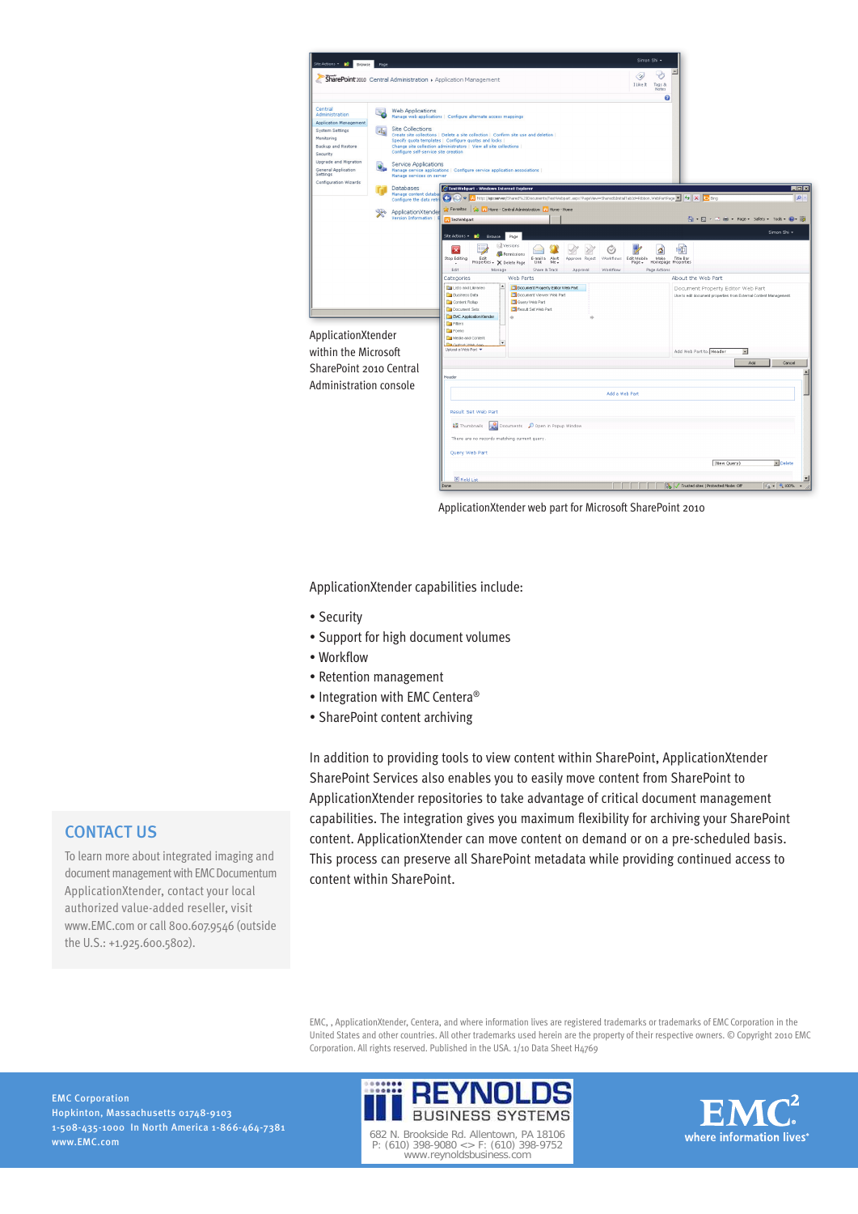ApplicationXtender within the Microsoft SharePoint 2010 Central Administration console

ApplicationXtender web part for Microsoft SharePoint 2010

ApplicationXtender capabilities include:

- Security
- Support for high document volumes
- Workflow
- Retention management
- Integration with EMC Centera®
- SharePoint content archiving

In addition to providing tools to view content within SharePoint, ApplicationXtender SharePoint Services also enables you to easily move content from SharePoint to ApplicationXtender repositories to take advantage of critical document management capabilities. The integration gives you maximum flexibility for archiving your SharePoint content. ApplicationXtender can move content on demand or on a pre-scheduled basis. This process can preserve all SharePoint metadata while providing continued access to content within SharePoint.

## CONTACT US

To learn more about integrated imaging and document management with EMC Documentum ApplicationXtender, contact your local authorized value-added reseller, visit www.EMC.com or call 800.607.9546 (outside the U.S.: +1.925.600.5802).

EMC, , ApplicationXtender, Centera, and where information lives are registered trademarks or trademarks of EMC Corporation in the United States and other countries. All other trademarks used herein are the property of their respective owners. © Copyright 2010 EMC Corporation. All rights reserved. Published in the USA. 1/10 Data Sheet H4769

EMC Corporation
Hopkinton, Massachusetts 01748-9103
1-508-435-1000 In North America 1-866-464-7381
www.EMC.com

REYNOLDS BUSINESS SYSTEMS
682 N. Brookside Rd. Allentown, PA 18106
P: (610) 398-9080 <> F: (610) 398-9752
www.reynoldsbusiness.com

EMC² where information lives®